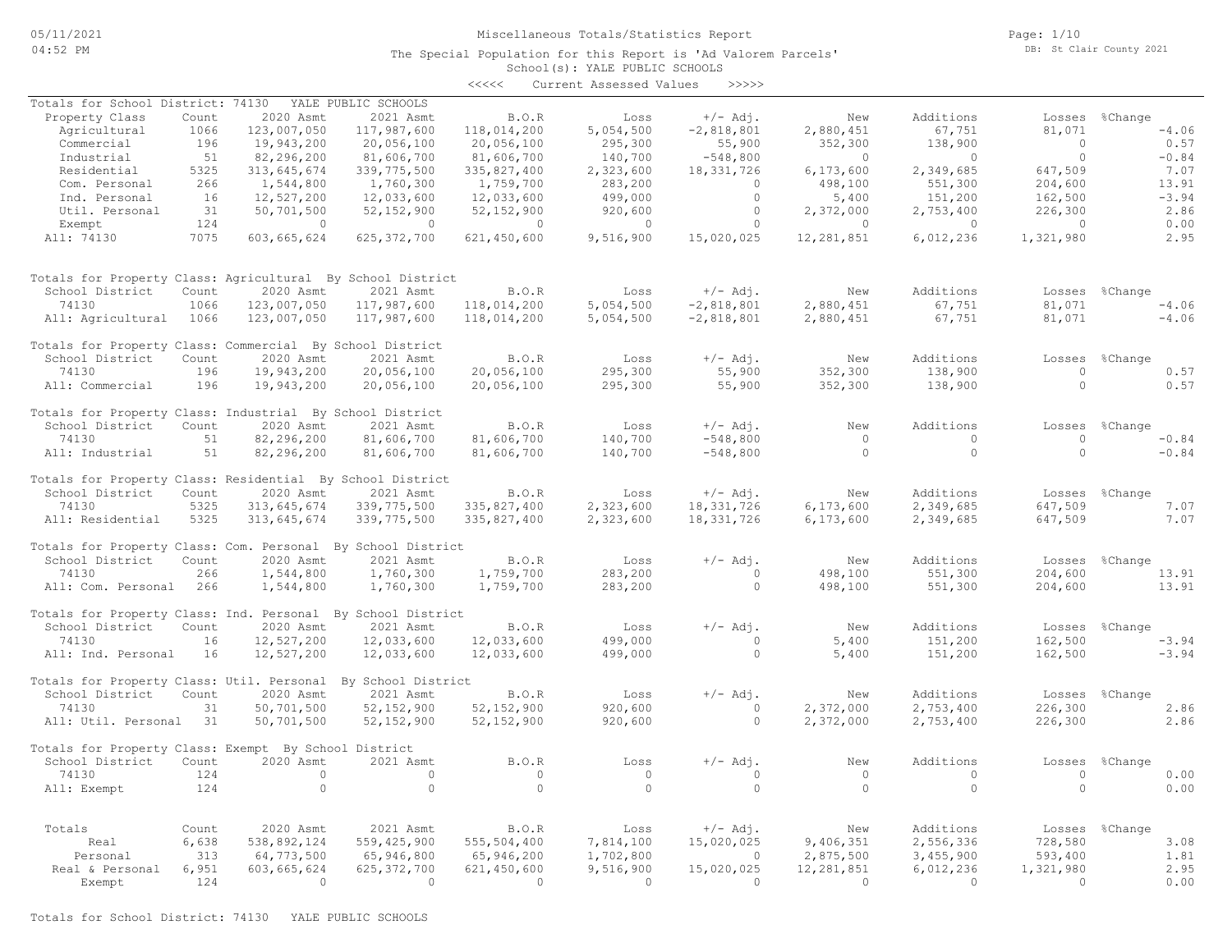Miscellaneous Totals/Statistics Report

The Special Population for this Report is 'Ad Valorem Parcels'

School(s): YALE PUBLIC SCHOOLS

<<<<< Current Assessed Values >>>>>

Totals for School District: 74130 YALE PUBLIC SCHOOLS

| Property Class | Count | 2020 Asmt | 2021 Asmt | B.O.R | Loss | +/- Adj. | New | Additions | Losses | %Change |
|---|---|---|---|---|---|---|---|---|---|---|
| Agricultural | 1066 | 123,007,050 | 117,987,600 | 118,014,200 | 5,054,500 | -2,818,801 | 2,880,451 | 67,751 | 81,071 | -4.06 |
| Commercial | 196 | 19,943,200 | 20,056,100 | 20,056,100 | 295,300 | 55,900 | 352,300 | 138,900 | 0 | 0.57 |
| Industrial | 51 | 82,296,200 | 81,606,700 | 81,606,700 | 140,700 | -548,800 | 0 | 0 | 0 | -0.84 |
| Residential | 5325 | 313,645,674 | 339,775,500 | 335,827,400 | 2,323,600 | 18,331,726 | 6,173,600 | 2,349,685 | 647,509 | 7.07 |
| Com. Personal | 266 | 1,544,800 | 1,760,300 | 1,759,700 | 283,200 | 0 | 498,100 | 551,300 | 204,600 | 13.91 |
| Ind. Personal | 16 | 12,527,200 | 12,033,600 | 12,033,600 | 499,000 | 0 | 5,400 | 151,200 | 162,500 | -3.94 |
| Util. Personal | 31 | 50,701,500 | 52,152,900 | 52,152,900 | 920,600 | 0 | 2,372,000 | 2,753,400 | 226,300 | 2.86 |
| Exempt | 124 | 0 | 0 | 0 | 0 | 0 | 0 | 0 | 0 | 0.00 |
| All: 74130 | 7075 | 603,665,624 | 625,372,700 | 621,450,600 | 9,516,900 | 15,020,025 | 12,281,851 | 6,012,236 | 1,321,980 | 2.95 |

Totals for Property Class: Agricultural By School District

| School District | Count | 2020 Asmt | 2021 Asmt | B.O.R | Loss | +/- Adj. | New | Additions | Losses | %Change |
|---|---|---|---|---|---|---|---|---|---|---|
| 74130 | 1066 | 123,007,050 | 117,987,600 | 118,014,200 | 5,054,500 | -2,818,801 | 2,880,451 | 67,751 | 81,071 | -4.06 |
| All: Agricultural | 1066 | 123,007,050 | 117,987,600 | 118,014,200 | 5,054,500 | -2,818,801 | 2,880,451 | 67,751 | 81,071 | -4.06 |

Totals for Property Class: Commercial By School District

| School District | Count | 2020 Asmt | 2021 Asmt | B.O.R | Loss | +/- Adj. | New | Additions | Losses | %Change |
|---|---|---|---|---|---|---|---|---|---|---|
| 74130 | 196 | 19,943,200 | 20,056,100 | 20,056,100 | 295,300 | 55,900 | 352,300 | 138,900 | 0 | 0.57 |
| All: Commercial | 196 | 19,943,200 | 20,056,100 | 20,056,100 | 295,300 | 55,900 | 352,300 | 138,900 | 0 | 0.57 |

Totals for Property Class: Industrial By School District

| School District | Count | 2020 Asmt | 2021 Asmt | B.O.R | Loss | +/- Adj. | New | Additions | Losses | %Change |
|---|---|---|---|---|---|---|---|---|---|---|
| 74130 | 51 | 82,296,200 | 81,606,700 | 81,606,700 | 140,700 | -548,800 | 0 | 0 | 0 | -0.84 |
| All: Industrial | 51 | 82,296,200 | 81,606,700 | 81,606,700 | 140,700 | -548,800 | 0 | 0 | 0 | -0.84 |

Totals for Property Class: Residential By School District

| School District | Count | 2020 Asmt | 2021 Asmt | B.O.R | Loss | +/- Adj. | New | Additions | Losses | %Change |
|---|---|---|---|---|---|---|---|---|---|---|
| 74130 | 5325 | 313,645,674 | 339,775,500 | 335,827,400 | 2,323,600 | 18,331,726 | 6,173,600 | 2,349,685 | 647,509 | 7.07 |
| All: Residential | 5325 | 313,645,674 | 339,775,500 | 335,827,400 | 2,323,600 | 18,331,726 | 6,173,600 | 2,349,685 | 647,509 | 7.07 |

Totals for Property Class: Com. Personal By School District

| School District | Count | 2020 Asmt | 2021 Asmt | B.O.R | Loss | +/- Adj. | New | Additions | Losses | %Change |
|---|---|---|---|---|---|---|---|---|---|---|
| 74130 | 266 | 1,544,800 | 1,760,300 | 1,759,700 | 283,200 | 0 | 498,100 | 551,300 | 204,600 | 13.91 |
| All: Com. Personal | 266 | 1,544,800 | 1,760,300 | 1,759,700 | 283,200 | 0 | 498,100 | 551,300 | 204,600 | 13.91 |

Totals for Property Class: Ind. Personal By School District

| School District | Count | 2020 Asmt | 2021 Asmt | B.O.R | Loss | +/- Adj. | New | Additions | Losses | %Change |
|---|---|---|---|---|---|---|---|---|---|---|
| 74130 | 16 | 12,527,200 | 12,033,600 | 12,033,600 | 499,000 | 0 | 5,400 | 151,200 | 162,500 | -3.94 |
| All: Ind. Personal | 16 | 12,527,200 | 12,033,600 | 12,033,600 | 499,000 | 0 | 5,400 | 151,200 | 162,500 | -3.94 |

Totals for Property Class: Util. Personal By School District

| School District | Count | 2020 Asmt | 2021 Asmt | B.O.R | Loss | +/- Adj. | New | Additions | Losses | %Change |
|---|---|---|---|---|---|---|---|---|---|---|
| 74130 | 31 | 50,701,500 | 52,152,900 | 52,152,900 | 920,600 | 0 | 2,372,000 | 2,753,400 | 226,300 | 2.86 |
| All: Util. Personal | 31 | 50,701,500 | 52,152,900 | 52,152,900 | 920,600 | 0 | 2,372,000 | 2,753,400 | 226,300 | 2.86 |

Totals for Property Class: Exempt By School District

| School District | Count | 2020 Asmt | 2021 Asmt | B.O.R | Loss | +/- Adj. | New | Additions | Losses | %Change |
|---|---|---|---|---|---|---|---|---|---|---|
| 74130 | 124 | 0 | 0 | 0 | 0 | 0 | 0 | 0 | 0 | 0.00 |
| All: Exempt | 124 | 0 | 0 | 0 | 0 | 0 | 0 | 0 | 0 | 0.00 |

| Totals | Count | 2020 Asmt | 2021 Asmt | B.O.R | Loss | +/- Adj. | New | Additions | Losses | %Change |
|---|---|---|---|---|---|---|---|---|---|---|
| Real | 6,638 | 538,892,124 | 559,425,900 | 555,504,400 | 7,814,100 | 15,020,025 | 9,406,351 | 2,556,336 | 728,580 | 3.08 |
| Personal | 313 | 64,773,500 | 65,946,800 | 65,946,200 | 1,702,800 | 0 | 2,875,500 | 3,455,900 | 593,400 | 1.81 |
| Real & Personal | 6,951 | 603,665,624 | 625,372,700 | 621,450,600 | 9,516,900 | 15,020,025 | 12,281,851 | 6,012,236 | 1,321,980 | 2.95 |
| Exempt | 124 | 0 | 0 | 0 | 0 | 0 | 0 | 0 | 0 | 0.00 |

Totals for School District: 74130 YALE PUBLIC SCHOOLS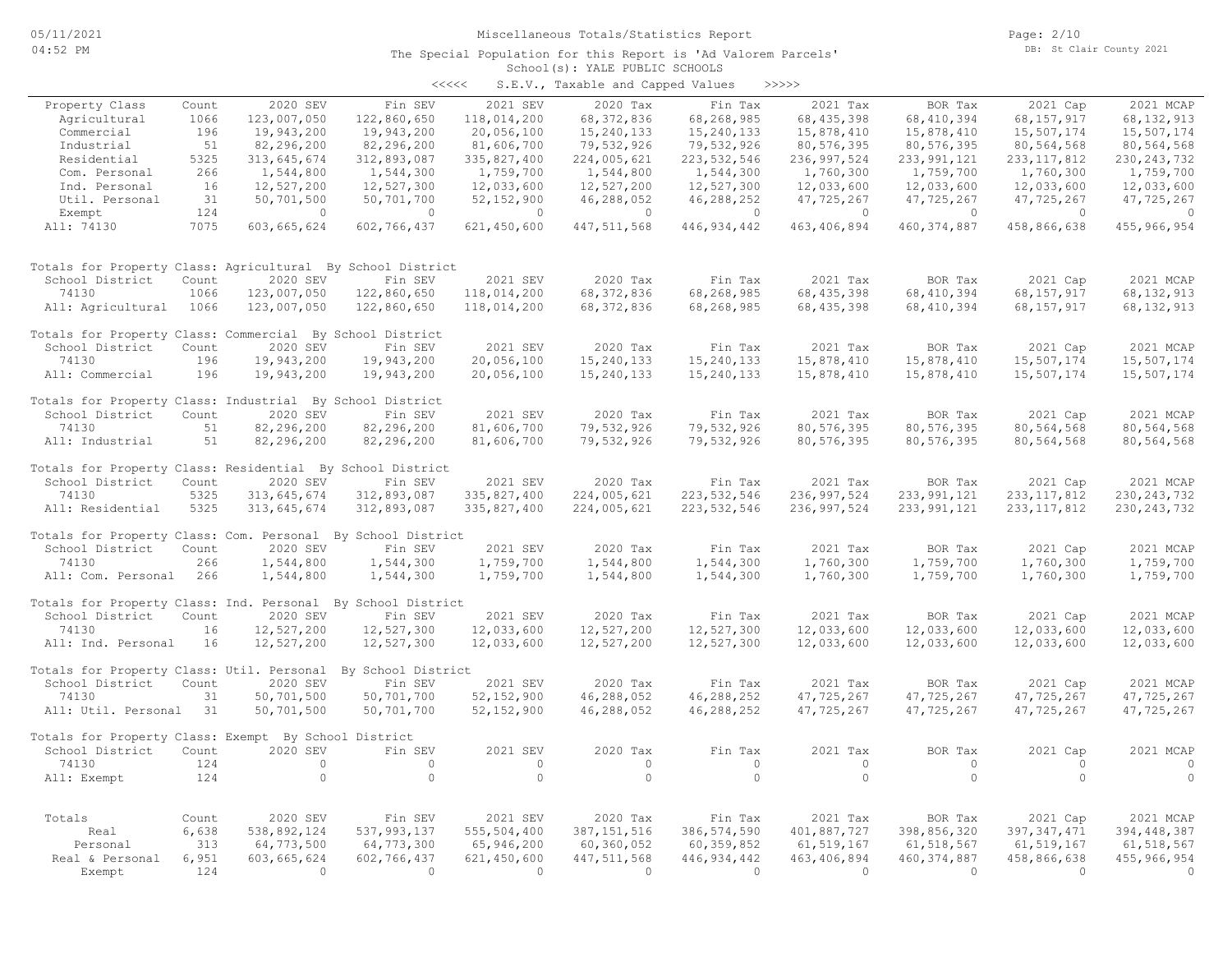# Miscellaneous Totals/Statistics Report

05/11/2021
04:52 PM

DB: St Clair County 2021

The Special Population for this Report is 'Ad Valorem Parcels'
School(s): YALE PUBLIC SCHOOLS

<<<<< S.E.V., Taxable and Capped Values >>>>>

| Property Class | Count | 2020 SEV | Fin SEV | 2021 SEV | 2020 Tax | Fin Tax | 2021 Tax | BOR Tax | 2021 Cap | 2021 MCAP |
|---|---|---|---|---|---|---|---|---|---|---|
| Agricultural | 1066 | 123,007,050 | 122,860,650 | 118,014,200 | 68,372,836 | 68,268,985 | 68,435,398 | 68,410,394 | 68,157,917 | 68,132,913 |
| Commercial | 196 | 19,943,200 | 19,943,200 | 20,056,100 | 15,240,133 | 15,240,133 | 15,878,410 | 15,878,410 | 15,507,174 | 15,507,174 |
| Industrial | 51 | 82,296,200 | 82,296,200 | 81,606,700 | 79,532,926 | 79,532,926 | 80,576,395 | 80,576,395 | 80,564,568 | 80,564,568 |
| Residential | 5325 | 313,645,674 | 312,893,087 | 335,827,400 | 224,005,621 | 223,532,546 | 236,997,524 | 233,991,121 | 233,117,812 | 230,243,732 |
| Com. Personal | 266 | 1,544,800 | 1,544,300 | 1,759,700 | 1,544,800 | 1,544,300 | 1,760,300 | 1,759,700 | 1,760,300 | 1,759,700 |
| Ind. Personal | 16 | 12,527,200 | 12,527,300 | 12,033,600 | 12,527,200 | 12,527,300 | 12,033,600 | 12,033,600 | 12,033,600 | 12,033,600 |
| Util. Personal | 31 | 50,701,500 | 50,701,700 | 52,152,900 | 46,288,052 | 46,288,252 | 47,725,267 | 47,725,267 | 47,725,267 | 47,725,267 |
| Exempt | 124 | 0 | 0 | 0 | 0 | 0 | 0 | 0 | 0 | 0 |
| All: 74130 | 7075 | 603,665,624 | 602,766,437 | 621,450,600 | 447,511,568 | 446,934,442 | 463,406,894 | 460,374,887 | 458,866,638 | 455,966,954 |

Totals for Property Class: Agricultural By School District

| School District | Count | 2020 SEV | Fin SEV | 2021 SEV | 2020 Tax | Fin Tax | 2021 Tax | BOR Tax | 2021 Cap | 2021 MCAP |
|---|---|---|---|---|---|---|---|---|---|---|
| 74130 | 1066 | 123,007,050 | 122,860,650 | 118,014,200 | 68,372,836 | 68,268,985 | 68,435,398 | 68,410,394 | 68,157,917 | 68,132,913 |
| All: Agricultural | 1066 | 123,007,050 | 122,860,650 | 118,014,200 | 68,372,836 | 68,268,985 | 68,435,398 | 68,410,394 | 68,157,917 | 68,132,913 |

Totals for Property Class: Commercial By School District

| School District | Count | 2020 SEV | Fin SEV | 2021 SEV | 2020 Tax | Fin Tax | 2021 Tax | BOR Tax | 2021 Cap | 2021 MCAP |
|---|---|---|---|---|---|---|---|---|---|---|
| 74130 | 196 | 19,943,200 | 19,943,200 | 20,056,100 | 15,240,133 | 15,240,133 | 15,878,410 | 15,878,410 | 15,507,174 | 15,507,174 |
| All: Commercial | 196 | 19,943,200 | 19,943,200 | 20,056,100 | 15,240,133 | 15,240,133 | 15,878,410 | 15,878,410 | 15,507,174 | 15,507,174 |

Totals for Property Class: Industrial By School District

| School District | Count | 2020 SEV | Fin SEV | 2021 SEV | 2020 Tax | Fin Tax | 2021 Tax | BOR Tax | 2021 Cap | 2021 MCAP |
|---|---|---|---|---|---|---|---|---|---|---|
| 74130 | 51 | 82,296,200 | 82,296,200 | 81,606,700 | 79,532,926 | 79,532,926 | 80,576,395 | 80,576,395 | 80,564,568 | 80,564,568 |
| All: Industrial | 51 | 82,296,200 | 82,296,200 | 81,606,700 | 79,532,926 | 79,532,926 | 80,576,395 | 80,576,395 | 80,564,568 | 80,564,568 |

Totals for Property Class: Residential By School District

| School District | Count | 2020 SEV | Fin SEV | 2021 SEV | 2020 Tax | Fin Tax | 2021 Tax | BOR Tax | 2021 Cap | 2021 MCAP |
|---|---|---|---|---|---|---|---|---|---|---|
| 74130 | 5325 | 313,645,674 | 312,893,087 | 335,827,400 | 224,005,621 | 223,532,546 | 236,997,524 | 233,991,121 | 233,117,812 | 230,243,732 |
| All: Residential | 5325 | 313,645,674 | 312,893,087 | 335,827,400 | 224,005,621 | 223,532,546 | 236,997,524 | 233,991,121 | 233,117,812 | 230,243,732 |

Totals for Property Class: Com. Personal By School District

| School District | Count | 2020 SEV | Fin SEV | 2021 SEV | 2020 Tax | Fin Tax | 2021 Tax | BOR Tax | 2021 Cap | 2021 MCAP |
|---|---|---|---|---|---|---|---|---|---|---|
| 74130 | 266 | 1,544,800 | 1,544,300 | 1,759,700 | 1,544,800 | 1,544,300 | 1,760,300 | 1,759,700 | 1,760,300 | 1,759,700 |
| All: Com. Personal | 266 | 1,544,800 | 1,544,300 | 1,759,700 | 1,544,800 | 1,544,300 | 1,760,300 | 1,759,700 | 1,760,300 | 1,759,700 |

Totals for Property Class: Ind. Personal By School District

| School District | Count | 2020 SEV | Fin SEV | 2021 SEV | 2020 Tax | Fin Tax | 2021 Tax | BOR Tax | 2021 Cap | 2021 MCAP |
|---|---|---|---|---|---|---|---|---|---|---|
| 74130 | 16 | 12,527,200 | 12,527,300 | 12,033,600 | 12,527,200 | 12,527,300 | 12,033,600 | 12,033,600 | 12,033,600 | 12,033,600 |
| All: Ind. Personal | 16 | 12,527,200 | 12,527,300 | 12,033,600 | 12,527,200 | 12,527,300 | 12,033,600 | 12,033,600 | 12,033,600 | 12,033,600 |

Totals for Property Class: Util. Personal By School District

| School District | Count | 2020 SEV | Fin SEV | 2021 SEV | 2020 Tax | Fin Tax | 2021 Tax | BOR Tax | 2021 Cap | 2021 MCAP |
|---|---|---|---|---|---|---|---|---|---|---|
| 74130 | 31 | 50,701,500 | 50,701,700 | 52,152,900 | 46,288,052 | 46,288,252 | 47,725,267 | 47,725,267 | 47,725,267 | 47,725,267 |
| All: Util. Personal | 31 | 50,701,500 | 50,701,700 | 52,152,900 | 46,288,052 | 46,288,252 | 47,725,267 | 47,725,267 | 47,725,267 | 47,725,267 |

Totals for Property Class: Exempt By School District

| School District | Count | 2020 SEV | Fin SEV | 2021 SEV | 2020 Tax | Fin Tax | 2021 Tax | BOR Tax | 2021 Cap | 2021 MCAP |
|---|---|---|---|---|---|---|---|---|---|---|
| 74130 | 124 | 0 | 0 | 0 | 0 | 0 | 0 | 0 | 0 | 0 |
| All: Exempt | 124 | 0 | 0 | 0 | 0 | 0 | 0 | 0 | 0 | 0 |

| Totals | Count | 2020 SEV | Fin SEV | 2021 SEV | 2020 Tax | Fin Tax | 2021 Tax | BOR Tax | 2021 Cap | 2021 MCAP |
|---|---|---|---|---|---|---|---|---|---|---|
| Real | 6,638 | 538,892,124 | 537,993,137 | 555,504,400 | 387,151,516 | 386,574,590 | 401,887,727 | 398,856,320 | 397,347,471 | 394,448,387 |
| Personal | 313 | 64,773,500 | 64,773,300 | 65,946,200 | 60,360,052 | 60,359,852 | 61,519,167 | 61,518,567 | 61,519,167 | 61,518,567 |
| Real & Personal | 6,951 | 603,665,624 | 602,766,437 | 621,450,600 | 447,511,568 | 446,934,442 | 463,406,894 | 460,374,887 | 458,866,638 | 455,966,954 |
| Exempt | 124 | 0 | 0 | 0 | 0 | 0 | 0 | 0 | 0 | 0 |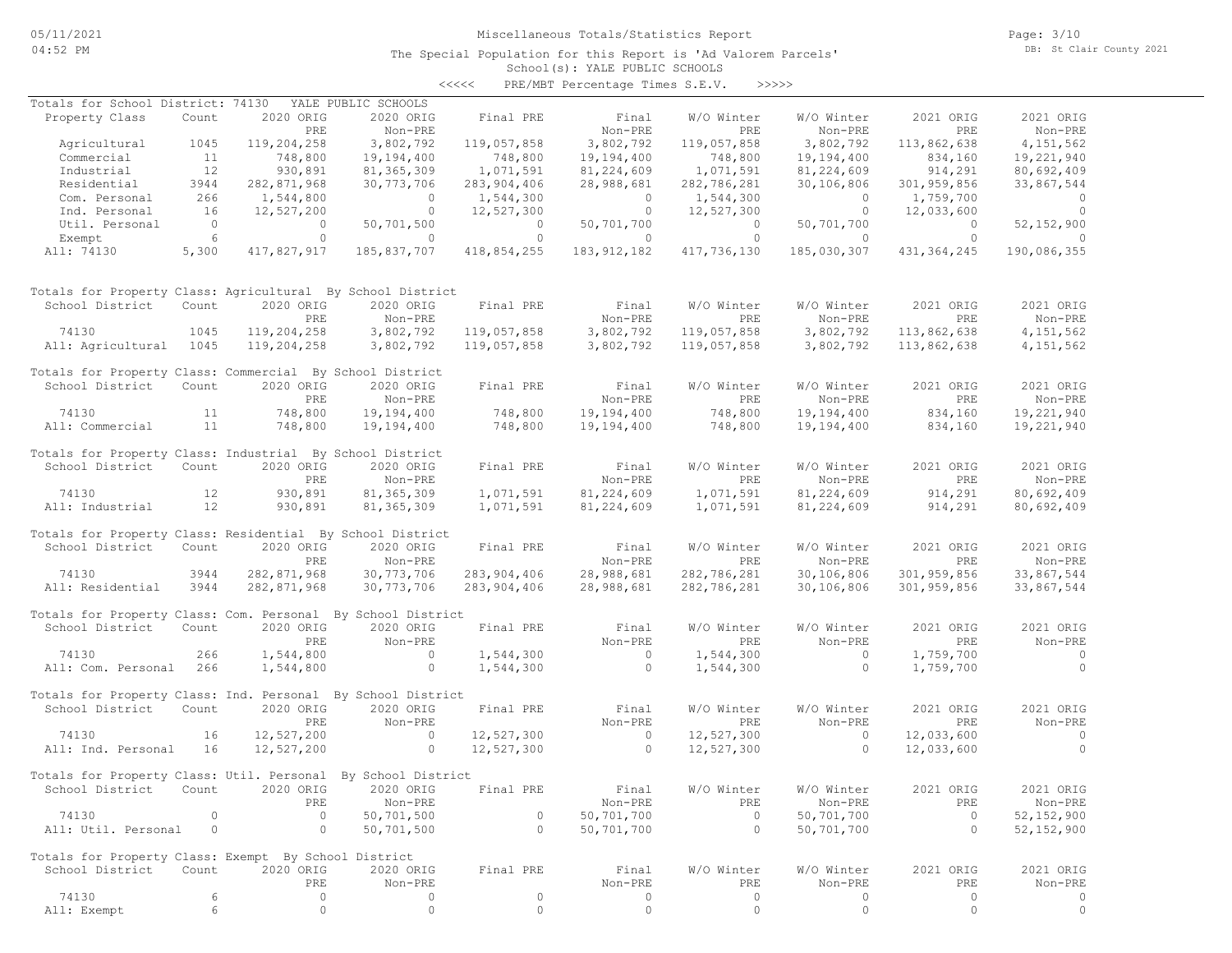# Miscellaneous Totals/Statistics Report

The Special Population for this Report is 'Ad Valorem Parcels'

School(s): YALE PUBLIC SCHOOLS

<<<<< PRE/MBT Percentage Times S.E.V. >>>>>

## Totals for School District: 74130 YALE PUBLIC SCHOOLS

| Property Class | Count | 2020 ORIG PRE | 2020 ORIG Non-PRE | Final PRE | Final Non-PRE | W/O Winter PRE | W/O Winter Non-PRE | 2021 ORIG PRE | 2021 ORIG Non-PRE |
|---|---|---|---|---|---|---|---|---|---|
| Agricultural | 1045 | 119,204,258 | 3,802,792 | 119,057,858 | 3,802,792 | 119,057,858 | 3,802,792 | 113,862,638 | 4,151,562 |
| Commercial | 11 | 748,800 | 19,194,400 | 748,800 | 19,194,400 | 748,800 | 19,194,400 | 834,160 | 19,221,940 |
| Industrial | 12 | 930,891 | 81,365,309 | 1,071,591 | 81,224,609 | 1,071,591 | 81,224,609 | 914,291 | 80,692,409 |
| Residential | 3944 | 282,871,968 | 30,773,706 | 283,904,406 | 28,988,681 | 282,786,281 | 30,106,806 | 301,959,856 | 33,867,544 |
| Com. Personal | 266 | 1,544,800 | 0 | 1,544,300 | 0 | 1,544,300 | 0 | 1,759,700 | 0 |
| Ind. Personal | 16 | 12,527,200 | 0 | 12,527,300 | 0 | 12,527,300 | 0 | 12,033,600 | 0 |
| Util. Personal | 0 | 0 | 50,701,500 | 0 | 50,701,700 | 0 | 50,701,700 | 0 | 52,152,900 |
| Exempt | 6 | 0 | 0 | 0 | 0 | 0 | 0 | 0 | 0 |
| All: 74130 | 5,300 | 417,827,917 | 185,837,707 | 418,854,255 | 183,912,182 | 417,736,130 | 185,030,307 | 431,364,245 | 190,086,355 |

## Totals for Property Class: Agricultural By School District

| School District | Count | 2020 ORIG PRE | 2020 ORIG Non-PRE | Final PRE | Final Non-PRE | W/O Winter PRE | W/O Winter Non-PRE | 2021 ORIG PRE | 2021 ORIG Non-PRE |
|---|---|---|---|---|---|---|---|---|---|
| 74130 | 1045 | 119,204,258 | 3,802,792 | 119,057,858 | 3,802,792 | 119,057,858 | 3,802,792 | 113,862,638 | 4,151,562 |
| All: Agricultural | 1045 | 119,204,258 | 3,802,792 | 119,057,858 | 3,802,792 | 119,057,858 | 3,802,792 | 113,862,638 | 4,151,562 |

## Totals for Property Class: Commercial By School District

| School District | Count | 2020 ORIG PRE | 2020 ORIG Non-PRE | Final PRE | Final Non-PRE | W/O Winter PRE | W/O Winter Non-PRE | 2021 ORIG PRE | 2021 ORIG Non-PRE |
|---|---|---|---|---|---|---|---|---|---|
| 74130 | 11 | 748,800 | 19,194,400 | 748,800 | 19,194,400 | 748,800 | 19,194,400 | 834,160 | 19,221,940 |
| All: Commercial | 11 | 748,800 | 19,194,400 | 748,800 | 19,194,400 | 748,800 | 19,194,400 | 834,160 | 19,221,940 |

## Totals for Property Class: Industrial By School District

| School District | Count | 2020 ORIG PRE | 2020 ORIG Non-PRE | Final PRE | Final Non-PRE | W/O Winter PRE | W/O Winter Non-PRE | 2021 ORIG PRE | 2021 ORIG Non-PRE |
|---|---|---|---|---|---|---|---|---|---|
| 74130 | 12 | 930,891 | 81,365,309 | 1,071,591 | 81,224,609 | 1,071,591 | 81,224,609 | 914,291 | 80,692,409 |
| All: Industrial | 12 | 930,891 | 81,365,309 | 1,071,591 | 81,224,609 | 1,071,591 | 81,224,609 | 914,291 | 80,692,409 |

## Totals for Property Class: Residential By School District

| School District | Count | 2020 ORIG PRE | 2020 ORIG Non-PRE | Final PRE | Final Non-PRE | W/O Winter PRE | W/O Winter Non-PRE | 2021 ORIG PRE | 2021 ORIG Non-PRE |
|---|---|---|---|---|---|---|---|---|---|
| 74130 | 3944 | 282,871,968 | 30,773,706 | 283,904,406 | 28,988,681 | 282,786,281 | 30,106,806 | 301,959,856 | 33,867,544 |
| All: Residential | 3944 | 282,871,968 | 30,773,706 | 283,904,406 | 28,988,681 | 282,786,281 | 30,106,806 | 301,959,856 | 33,867,544 |

## Totals for Property Class: Com. Personal By School District

| School District | Count | 2020 ORIG PRE | 2020 ORIG Non-PRE | Final PRE | Final Non-PRE | W/O Winter PRE | W/O Winter Non-PRE | 2021 ORIG PRE | 2021 ORIG Non-PRE |
|---|---|---|---|---|---|---|---|---|---|
| 74130 | 266 | 1,544,800 | 0 | 1,544,300 | 0 | 1,544,300 | 0 | 1,759,700 | 0 |
| All: Com. Personal | 266 | 1,544,800 | 0 | 1,544,300 | 0 | 1,544,300 | 0 | 1,759,700 | 0 |

## Totals for Property Class: Ind. Personal By School District

| School District | Count | 2020 ORIG PRE | 2020 ORIG Non-PRE | Final PRE | Final Non-PRE | W/O Winter PRE | W/O Winter Non-PRE | 2021 ORIG PRE | 2021 ORIG Non-PRE |
|---|---|---|---|---|---|---|---|---|---|
| 74130 | 16 | 12,527,200 | 0 | 12,527,300 | 0 | 12,527,300 | 0 | 12,033,600 | 0 |
| All: Ind. Personal | 16 | 12,527,200 | 0 | 12,527,300 | 0 | 12,527,300 | 0 | 12,033,600 | 0 |

## Totals for Property Class: Util. Personal By School District

| School District | Count | 2020 ORIG PRE | 2020 ORIG Non-PRE | Final PRE | Final Non-PRE | W/O Winter PRE | W/O Winter Non-PRE | 2021 ORIG PRE | 2021 ORIG Non-PRE |
|---|---|---|---|---|---|---|---|---|---|
| 74130 | 0 | 0 | 50,701,500 | 0 | 50,701,700 | 0 | 50,701,700 | 0 | 52,152,900 |
| All: Util. Personal | 0 | 0 | 50,701,500 | 0 | 50,701,700 | 0 | 50,701,700 | 0 | 52,152,900 |

## Totals for Property Class: Exempt By School District

| School District | Count | 2020 ORIG PRE | 2020 ORIG Non-PRE | Final PRE | Final Non-PRE | W/O Winter PRE | W/O Winter Non-PRE | 2021 ORIG PRE | 2021 ORIG Non-PRE |
|---|---|---|---|---|---|---|---|---|---|
| 74130 | 6 | 0 | 0 | 0 | 0 | 0 | 0 | 0 | 0 |
| All: Exempt | 6 | 0 | 0 | 0 | 0 | 0 | 0 | 0 | 0 |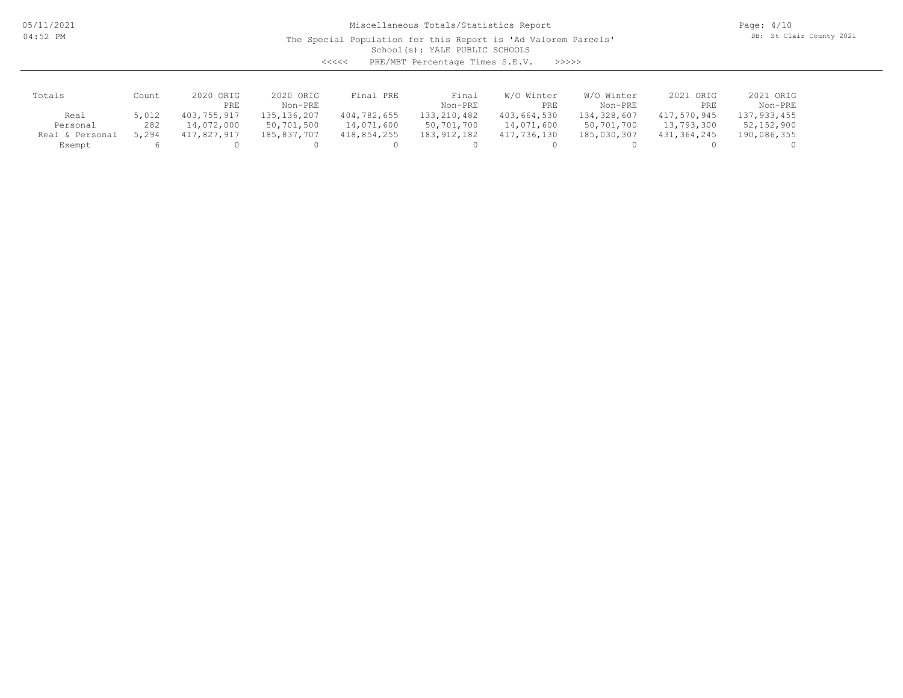# Miscellaneous Totals/Statistics Report

The Special Population for this Report is 'Ad Valorem Parcels'

School(s): YALE PUBLIC SCHOOLS

<<<<< PRE/MBT Percentage Times S.E.V. >>>>>

| Totals | Count | 2020 ORIG PRE | 2020 ORIG Non-PRE | Final PRE | Final Non-PRE | W/O Winter PRE | W/O Winter Non-PRE | 2021 ORIG PRE | 2021 ORIG Non-PRE |
|---|---|---|---|---|---|---|---|---|---|
| Real | 5,012 | 403,755,917 | 135,136,207 | 404,782,655 | 133,210,482 | 403,664,530 | 134,328,607 | 417,570,945 | 137,933,455 |
| Personal | 282 | 14,072,000 | 50,701,500 | 14,071,600 | 50,701,700 | 14,071,600 | 50,701,700 | 13,793,300 | 52,152,900 |
| Real & Personal | 5,294 | 417,827,917 | 185,837,707 | 418,854,255 | 183,912,182 | 417,736,130 | 185,030,307 | 431,364,245 | 190,086,355 |
| Exempt | 6 | 0 | 0 | 0 | 0 | 0 | 0 | 0 | 0 |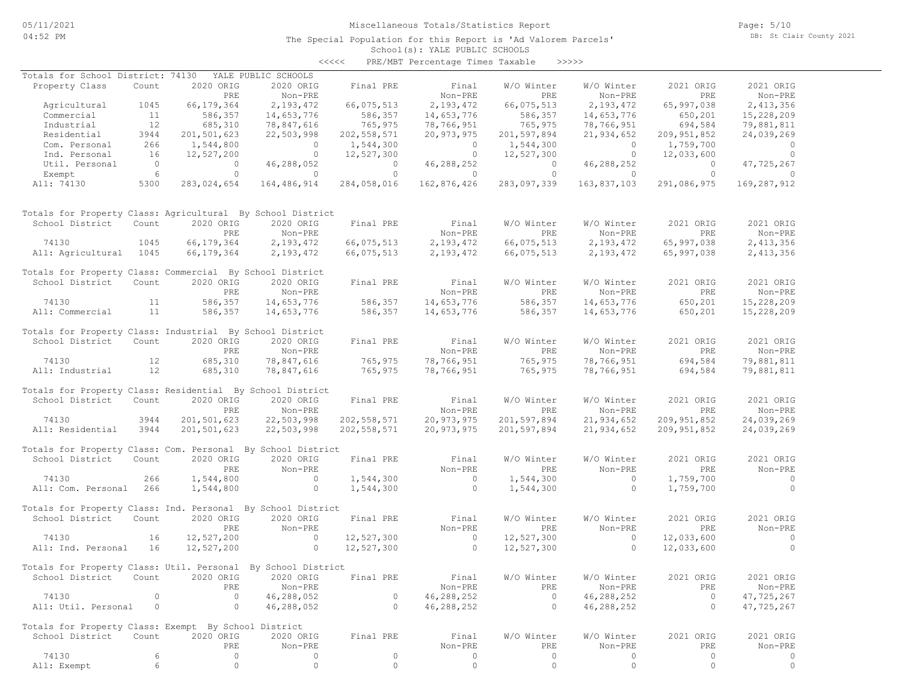# Miscellaneous Totals/Statistics Report

The Special Population for this Report is 'Ad Valorem Parcels'

School(s): YALE PUBLIC SCHOOLS

<<<<< PRE/MBT Percentage Times Taxable >>>>>

## Totals for School District: 74130 YALE PUBLIC SCHOOLS

| Property Class | Count | 2020 ORIG PRE | 2020 ORIG Non-PRE | Final PRE | Final Non-PRE | W/O Winter PRE | W/O Winter Non-PRE | 2021 ORIG PRE | 2021 ORIG Non-PRE |
|---|---|---|---|---|---|---|---|---|---|
| Agricultural | 1045 | 66,179,364 | 2,193,472 | 66,075,513 | 2,193,472 | 66,075,513 | 2,193,472 | 65,997,038 | 2,413,356 |
| Commercial | 11 | 586,357 | 14,653,776 | 586,357 | 14,653,776 | 586,357 | 14,653,776 | 650,201 | 15,228,209 |
| Industrial | 12 | 685,310 | 78,847,616 | 765,975 | 78,766,951 | 765,975 | 78,766,951 | 694,584 | 79,881,811 |
| Residential | 3944 | 201,501,623 | 22,503,998 | 202,558,571 | 20,973,975 | 201,597,894 | 21,934,652 | 209,951,852 | 24,039,269 |
| Com. Personal | 266 | 1,544,800 | 0 | 1,544,300 | 0 | 1,544,300 | 0 | 1,759,700 | 0 |
| Ind. Personal | 16 | 12,527,200 | 0 | 12,527,300 | 0 | 12,527,300 | 0 | 12,033,600 | 0 |
| Util. Personal | 0 | 0 | 46,288,052 | 0 | 46,288,252 | 0 | 46,288,252 | 0 | 47,725,267 |
| Exempt | 6 | 0 | 0 | 0 | 0 | 0 | 0 | 0 | 0 |
| All: 74130 | 5300 | 283,024,654 | 164,486,914 | 284,058,016 | 162,876,426 | 283,097,339 | 163,837,103 | 291,086,975 | 169,287,912 |

## Totals for Property Class: Agricultural By School District

| School District | Count | 2020 ORIG PRE | 2020 ORIG Non-PRE | Final PRE | Final Non-PRE | W/O Winter PRE | W/O Winter Non-PRE | 2021 ORIG PRE | 2021 ORIG Non-PRE |
|---|---|---|---|---|---|---|---|---|---|
| 74130 | 1045 | 66,179,364 | 2,193,472 | 66,075,513 | 2,193,472 | 66,075,513 | 2,193,472 | 65,997,038 | 2,413,356 |
| All: Agricultural | 1045 | 66,179,364 | 2,193,472 | 66,075,513 | 2,193,472 | 66,075,513 | 2,193,472 | 65,997,038 | 2,413,356 |

## Totals for Property Class: Commercial By School District

| School District | Count | 2020 ORIG PRE | 2020 ORIG Non-PRE | Final PRE | Final Non-PRE | W/O Winter PRE | W/O Winter Non-PRE | 2021 ORIG PRE | 2021 ORIG Non-PRE |
|---|---|---|---|---|---|---|---|---|---|
| 74130 | 11 | 586,357 | 14,653,776 | 586,357 | 14,653,776 | 586,357 | 14,653,776 | 650,201 | 15,228,209 |
| All: Commercial | 11 | 586,357 | 14,653,776 | 586,357 | 14,653,776 | 586,357 | 14,653,776 | 650,201 | 15,228,209 |

## Totals for Property Class: Industrial By School District

| School District | Count | 2020 ORIG PRE | 2020 ORIG Non-PRE | Final PRE | Final Non-PRE | W/O Winter PRE | W/O Winter Non-PRE | 2021 ORIG PRE | 2021 ORIG Non-PRE |
|---|---|---|---|---|---|---|---|---|---|
| 74130 | 12 | 685,310 | 78,847,616 | 765,975 | 78,766,951 | 765,975 | 78,766,951 | 694,584 | 79,881,811 |
| All: Industrial | 12 | 685,310 | 78,847,616 | 765,975 | 78,766,951 | 765,975 | 78,766,951 | 694,584 | 79,881,811 |

## Totals for Property Class: Residential By School District

| School District | Count | 2020 ORIG PRE | 2020 ORIG Non-PRE | Final PRE | Final Non-PRE | W/O Winter PRE | W/O Winter Non-PRE | 2021 ORIG PRE | 2021 ORIG Non-PRE |
|---|---|---|---|---|---|---|---|---|---|
| 74130 | 3944 | 201,501,623 | 22,503,998 | 202,558,571 | 20,973,975 | 201,597,894 | 21,934,652 | 209,951,852 | 24,039,269 |
| All: Residential | 3944 | 201,501,623 | 22,503,998 | 202,558,571 | 20,973,975 | 201,597,894 | 21,934,652 | 209,951,852 | 24,039,269 |

## Totals for Property Class: Com. Personal By School District

| School District | Count | 2020 ORIG PRE | 2020 ORIG Non-PRE | Final PRE | Final Non-PRE | W/O Winter PRE | W/O Winter Non-PRE | 2021 ORIG PRE | 2021 ORIG Non-PRE |
|---|---|---|---|---|---|---|---|---|---|
| 74130 | 266 | 1,544,800 | 0 | 1,544,300 | 0 | 1,544,300 | 0 | 1,759,700 | 0 |
| All: Com. Personal | 266 | 1,544,800 | 0 | 1,544,300 | 0 | 1,544,300 | 0 | 1,759,700 | 0 |

## Totals for Property Class: Ind. Personal By School District

| School District | Count | 2020 ORIG PRE | 2020 ORIG Non-PRE | Final PRE | Final Non-PRE | W/O Winter PRE | W/O Winter Non-PRE | 2021 ORIG PRE | 2021 ORIG Non-PRE |
|---|---|---|---|---|---|---|---|---|---|
| 74130 | 16 | 12,527,200 | 0 | 12,527,300 | 0 | 12,527,300 | 0 | 12,033,600 | 0 |
| All: Ind. Personal | 16 | 12,527,200 | 0 | 12,527,300 | 0 | 12,527,300 | 0 | 12,033,600 | 0 |

## Totals for Property Class: Util. Personal By School District

| School District | Count | 2020 ORIG PRE | 2020 ORIG Non-PRE | Final PRE | Final Non-PRE | W/O Winter PRE | W/O Winter Non-PRE | 2021 ORIG PRE | 2021 ORIG Non-PRE |
|---|---|---|---|---|---|---|---|---|---|
| 74130 | 0 | 0 | 46,288,052 | 0 | 46,288,252 | 0 | 46,288,252 | 0 | 47,725,267 |
| All: Util. Personal | 0 | 0 | 46,288,052 | 0 | 46,288,252 | 0 | 46,288,252 | 0 | 47,725,267 |

## Totals for Property Class: Exempt By School District

| School District | Count | 2020 ORIG PRE | 2020 ORIG Non-PRE | Final PRE | Final Non-PRE | W/O Winter PRE | W/O Winter Non-PRE | 2021 ORIG PRE | 2021 ORIG Non-PRE |
|---|---|---|---|---|---|---|---|---|---|
| 74130 | 6 | 0 | 0 | 0 | 0 | 0 | 0 | 0 | 0 |
| All: Exempt | 6 | 0 | 0 | 0 | 0 | 0 | 0 | 0 | 0 |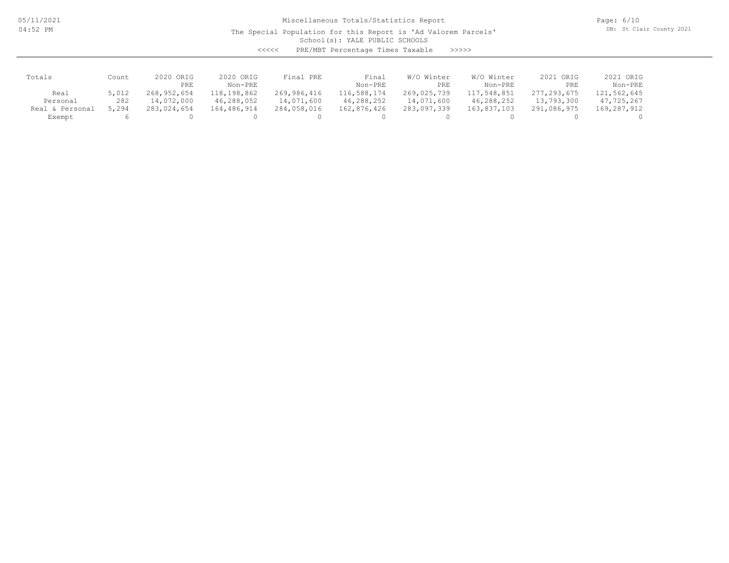# Miscellaneous Totals/Statistics Report

The Special Population for this Report is 'Ad Valorem Parcels'

School(s): YALE PUBLIC SCHOOLS

<<<<< PRE/MBT Percentage Times Taxable >>>>>

| Totals | Count | 2020 ORIG PRE | 2020 ORIG Non-PRE | Final PRE | Final Non-PRE | W/O Winter PRE | W/O Winter Non-PRE | 2021 ORIG PRE | 2021 ORIG Non-PRE |
|---|---|---|---|---|---|---|---|---|---|
| Real | 5,012 | 268,952,654 | 118,198,862 | 269,986,416 | 116,588,174 | 269,025,739 | 117,548,851 | 277,293,675 | 121,562,645 |
| Personal | 282 | 14,072,000 | 46,288,052 | 14,071,600 | 46,288,252 | 14,071,600 | 46,288,252 | 13,793,300 | 47,725,267 |
| Real & Personal | 5,294 | 283,024,654 | 164,486,914 | 284,058,016 | 162,876,426 | 283,097,339 | 163,837,103 | 291,086,975 | 169,287,912 |
| Exempt | 6 | 0 | 0 | 0 | 0 | 0 | 0 | 0 | 0 |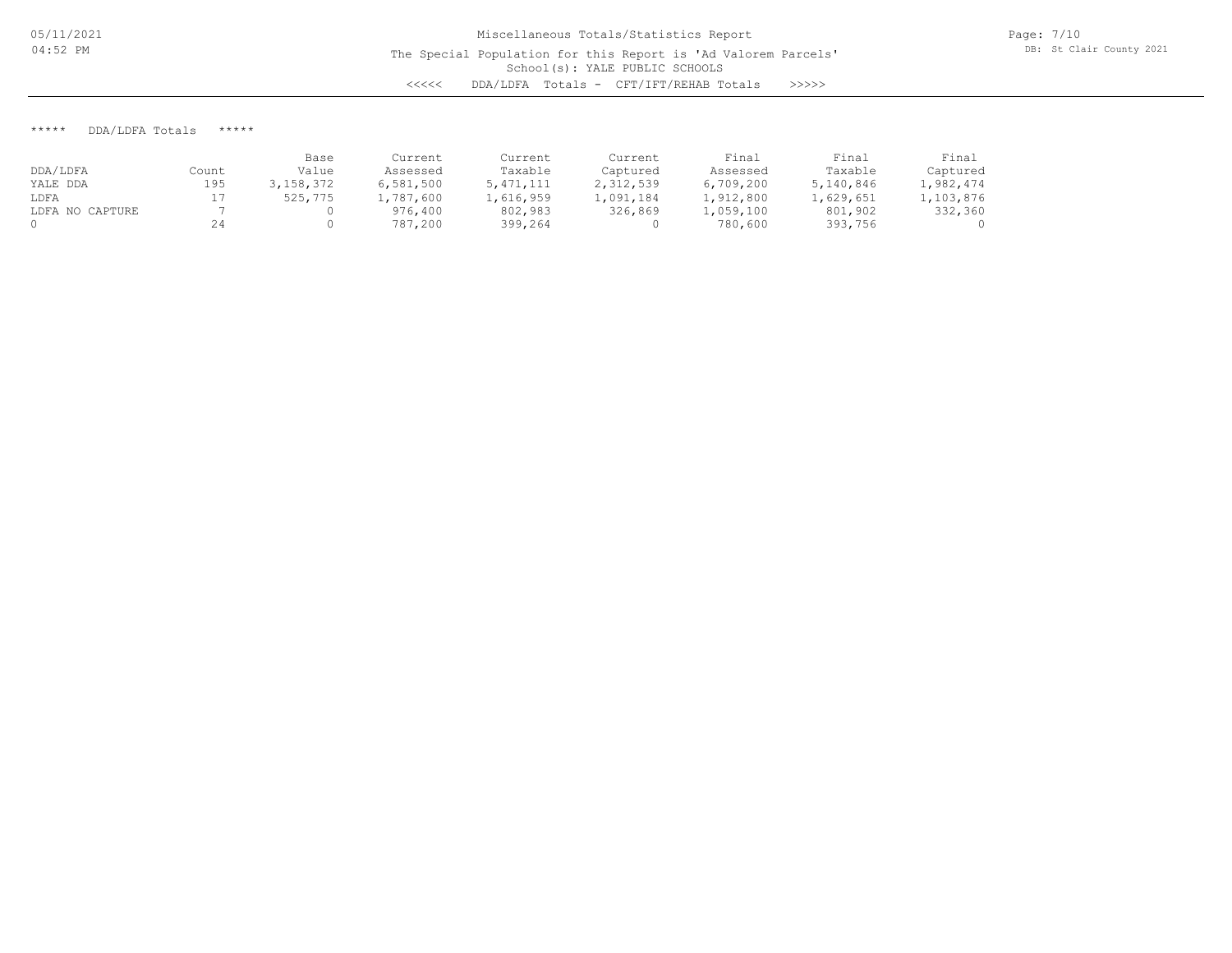Miscellaneous Totals/Statistics Report

The Special Population for this Report is 'Ad Valorem Parcels'

School(s): YALE PUBLIC SCHOOLS

<<<<< DDA/LDFA Totals - CFT/IFT/REHAB Totals >>>>>

***** DDA/LDFA Totals *****

| DDA/LDFA | Count | Base Value | Current Assessed | Current Taxable | Current Captured | Final Assessed | Final Taxable | Final Captured |
|---|---|---|---|---|---|---|---|---|
| YALE DDA | 195 | 3,158,372 | 6,581,500 | 5,471,111 | 2,312,539 | 6,709,200 | 5,140,846 | 1,982,474 |
| LDFA | 17 | 525,775 | 1,787,600 | 1,616,959 | 1,091,184 | 1,912,800 | 1,629,651 | 1,103,876 |
| LDFA NO CAPTURE | 7 | 0 | 976,400 | 802,983 | 326,869 | 1,059,100 | 801,902 | 332,360 |
| 0 | 24 | 0 | 787,200 | 399,264 | 0 | 780,600 | 393,756 | 0 |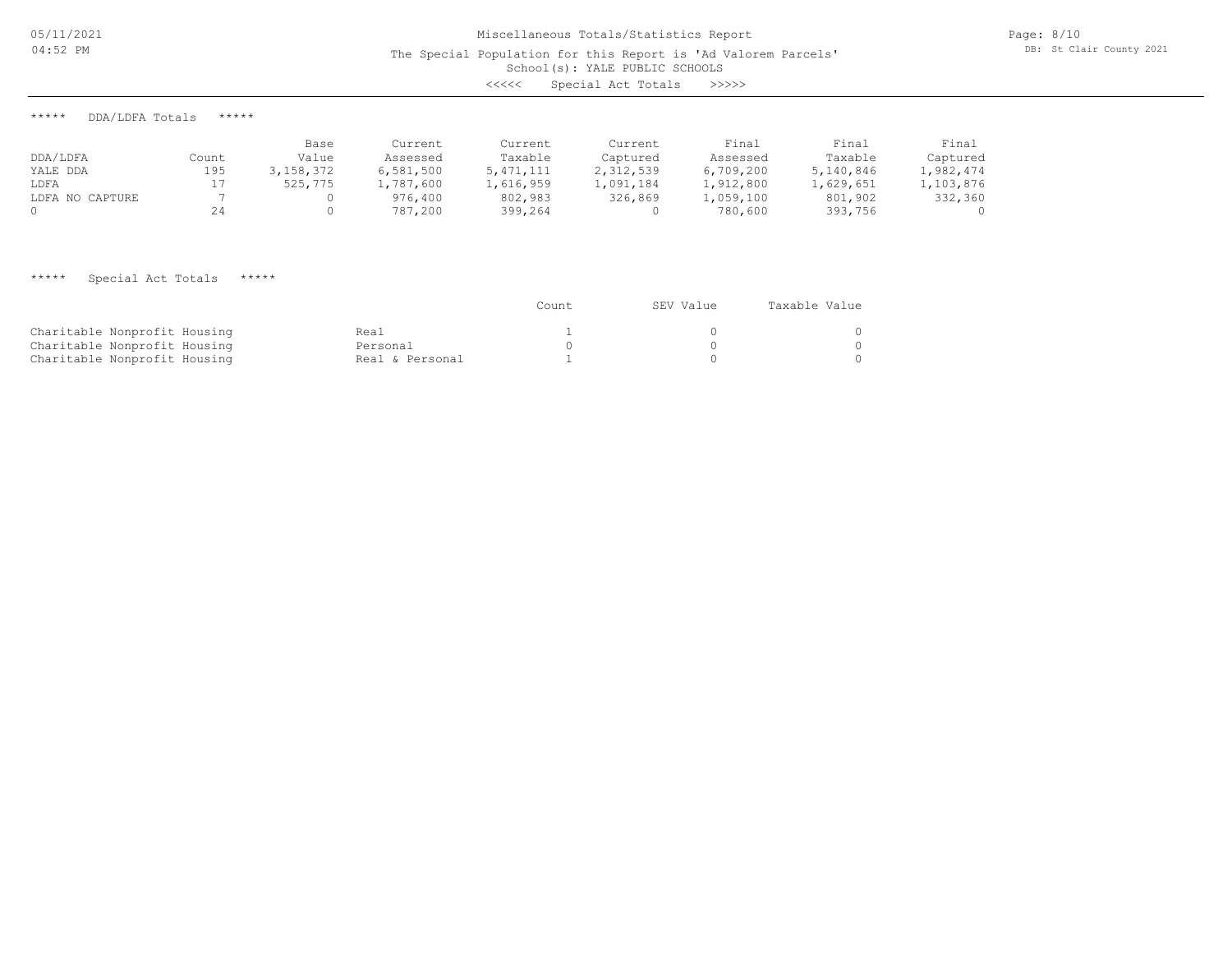Miscellaneous Totals/Statistics Report

The Special Population for this Report is 'Ad Valorem Parcels'

School(s): YALE PUBLIC SCHOOLS

<<<<< Special Act Totals >>>>>

***** DDA/LDFA Totals *****

| DDA/LDFA | Count | Base Value | Current Assessed | Current Taxable | Current Captured | Final Assessed | Final Taxable | Final Captured |
|---|---|---|---|---|---|---|---|---|
| YALE DDA | 195 | 3,158,372 | 6,581,500 | 5,471,111 | 2,312,539 | 6,709,200 | 5,140,846 | 1,982,474 |
| LDFA | 17 | 525,775 | 1,787,600 | 1,616,959 | 1,091,184 | 1,912,800 | 1,629,651 | 1,103,876 |
| LDFA NO CAPTURE | 7 | 0 | 976,400 | 802,983 | 326,869 | 1,059,100 | 801,902 | 332,360 |
| 0 | 24 | 0 | 787,200 | 399,264 | 0 | 780,600 | 393,756 | 0 |

***** Special Act Totals *****

| | | Count | SEV Value | Taxable Value |
|---|---|---|---|---|
| Charitable Nonprofit Housing | Real | 1 | 0 | 0 |
| Charitable Nonprofit Housing | Personal | 0 | 0 | 0 |
| Charitable Nonprofit Housing | Real & Personal | 1 | 0 | 0 |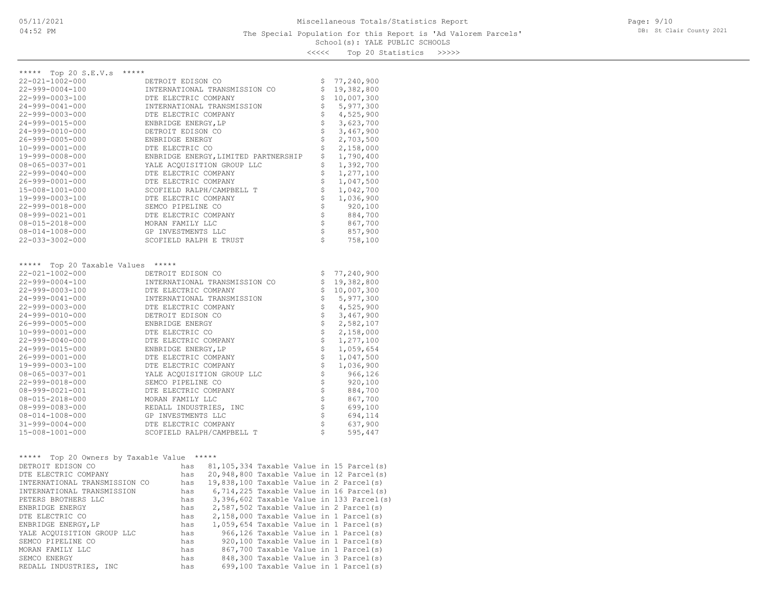# Miscellaneous Totals/Statistics Report

The Special Population for this Report is 'Ad Valorem Parcels'

School(s): YALE PUBLIC SCHOOLS

<<<<< Top 20 Statistics >>>>>

## ***** Top 20 S.E.V.s *****

| Parcel | Owner | S.E.V. |
|---|---|---|
| 22-021-1002-000 | DETROIT EDISON CO | $ 77,240,900 |
| 22-999-0004-100 | INTERNATIONAL TRANSMISSION CO | $ 19,382,800 |
| 22-999-0003-100 | DTE ELECTRIC COMPANY | $ 10,007,300 |
| 24-999-0041-000 | INTERNATIONAL TRANSMISSION | $ 5,977,300 |
| 22-999-0003-000 | DTE ELECTRIC COMPANY | $ 4,525,900 |
| 24-999-0015-000 | ENBRIDGE ENERGY,LP | $ 3,623,700 |
| 24-999-0010-000 | DETROIT EDISON CO | $ 3,467,900 |
| 26-999-0005-000 | ENBRIDGE ENERGY | $ 2,703,500 |
| 10-999-0001-000 | DTE ELECTRIC CO | $ 2,158,000 |
| 19-999-0008-000 | ENBRIDGE ENERGY,LIMITED PARTNERSHIP | $ 1,790,400 |
| 08-065-0037-001 | YALE ACQUISITION GROUP LLC | $ 1,392,700 |
| 22-999-0040-000 | DTE ELECTRIC COMPANY | $ 1,277,100 |
| 26-999-0001-000 | DTE ELECTRIC COMPANY | $ 1,047,500 |
| 15-008-1001-000 | SCOFIELD RALPH/CAMPBELL T | $ 1,042,700 |
| 19-999-0003-100 | DTE ELECTRIC COMPANY | $ 1,036,900 |
| 22-999-0018-000 | SEMCO PIPELINE CO | $ 920,100 |
| 08-999-0021-001 | DTE ELECTRIC COMPANY | $ 884,700 |
| 08-015-2018-000 | MORAN FAMILY LLC | $ 867,700 |
| 08-014-1008-000 | GP INVESTMENTS LLC | $ 857,900 |
| 22-033-3002-000 | SCOFIELD RALPH E TRUST | $ 758,100 |

## ***** Top 20 Taxable Values *****

| Parcel | Owner | Taxable Value |
|---|---|---|
| 22-021-1002-000 | DETROIT EDISON CO | $ 77,240,900 |
| 22-999-0004-100 | INTERNATIONAL TRANSMISSION CO | $ 19,382,800 |
| 22-999-0003-100 | DTE ELECTRIC COMPANY | $ 10,007,300 |
| 24-999-0041-000 | INTERNATIONAL TRANSMISSION | $ 5,977,300 |
| 22-999-0003-000 | DTE ELECTRIC COMPANY | $ 4,525,900 |
| 24-999-0010-000 | DETROIT EDISON CO | $ 3,467,900 |
| 26-999-0005-000 | ENBRIDGE ENERGY | $ 2,582,107 |
| 10-999-0001-000 | DTE ELECTRIC CO | $ 2,158,000 |
| 22-999-0040-000 | DTE ELECTRIC COMPANY | $ 1,277,100 |
| 24-999-0015-000 | ENBRIDGE ENERGY,LP | $ 1,059,654 |
| 26-999-0001-000 | DTE ELECTRIC COMPANY | $ 1,047,500 |
| 19-999-0003-100 | DTE ELECTRIC COMPANY | $ 1,036,900 |
| 08-065-0037-001 | YALE ACQUISITION GROUP LLC | $ 966,126 |
| 22-999-0018-000 | SEMCO PIPELINE CO | $ 920,100 |
| 08-999-0021-001 | DTE ELECTRIC COMPANY | $ 884,700 |
| 08-015-2018-000 | MORAN FAMILY LLC | $ 867,700 |
| 08-999-0083-000 | REDALL INDUSTRIES, INC | $ 699,100 |
| 08-014-1008-000 | GP INVESTMENTS LLC | $ 694,114 |
| 31-999-0004-000 | DTE ELECTRIC COMPANY | $ 637,900 |
| 15-008-1001-000 | SCOFIELD RALPH/CAMPBELL T | $ 595,447 |

## ***** Top 20 Owners by Taxable Value *****

| Owner | | Taxable Value |
|---|---|---|
| DETROIT EDISON CO | has | 81,105,334 Taxable Value in 15 Parcel(s) |
| DTE ELECTRIC COMPANY | has | 20,948,800 Taxable Value in 12 Parcel(s) |
| INTERNATIONAL TRANSMISSION CO | has | 19,838,100 Taxable Value in 2 Parcel(s) |
| INTERNATIONAL TRANSMISSION | has | 6,714,225 Taxable Value in 16 Parcel(s) |
| PETERS BROTHERS LLC | has | 3,396,602 Taxable Value in 133 Parcel(s) |
| ENBRIDGE ENERGY | has | 2,587,502 Taxable Value in 2 Parcel(s) |
| DTE ELECTRIC CO | has | 2,158,000 Taxable Value in 1 Parcel(s) |
| ENBRIDGE ENERGY,LP | has | 1,059,654 Taxable Value in 1 Parcel(s) |
| YALE ACQUISITION GROUP LLC | has | 966,126 Taxable Value in 1 Parcel(s) |
| SEMCO PIPELINE CO | has | 920,100 Taxable Value in 1 Parcel(s) |
| MORAN FAMILY LLC | has | 867,700 Taxable Value in 1 Parcel(s) |
| SEMCO ENERGY | has | 848,300 Taxable Value in 3 Parcel(s) |
| REDALL INDUSTRIES, INC | has | 699,100 Taxable Value in 1 Parcel(s) |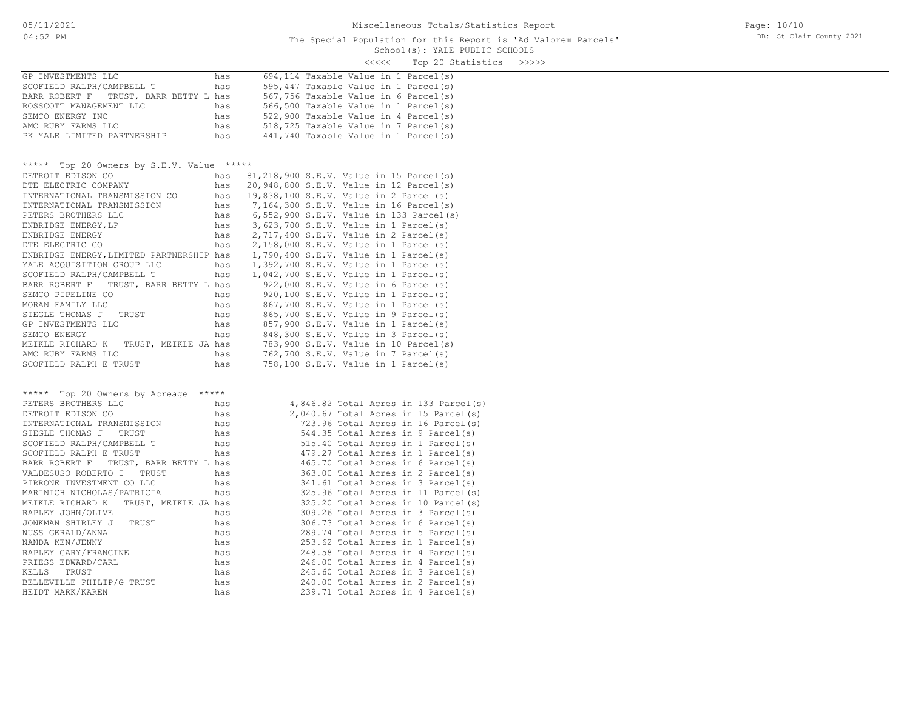| | | |
|---|---|---|
| GP INVESTMENTS LLC | has | 694,114 Taxable Value in 1 Parcel(s) |
| SCOFIELD RALPH/CAMPBELL T | has | 595,447 Taxable Value in 1 Parcel(s) |
| BARR ROBERT F TRUST, BARR BETTY L | has | 567,756 Taxable Value in 6 Parcel(s) |
| ROSSCOTT MANAGEMENT LLC | has | 566,500 Taxable Value in 1 Parcel(s) |
| SEMCO ENERGY INC | has | 522,900 Taxable Value in 4 Parcel(s) |
| AMC RUBY FARMS LLC | has | 518,725 Taxable Value in 7 Parcel(s) |
| PK YALE LIMITED PARTNERSHIP | has | 441,740 Taxable Value in 1 Parcel(s) |

***** Top 20 Owners by S.E.V. Value *****

| | | |
|---|---|---|
| DETROIT EDISON CO | has | 81,218,900 S.E.V. Value in 15 Parcel(s) |
| DTE ELECTRIC COMPANY | has | 20,948,800 S.E.V. Value in 12 Parcel(s) |
| INTERNATIONAL TRANSMISSION CO | has | 19,838,100 S.E.V. Value in 2 Parcel(s) |
| INTERNATIONAL TRANSMISSION | has | 7,164,300 S.E.V. Value in 16 Parcel(s) |
| PETERS BROTHERS LLC | has | 6,552,900 S.E.V. Value in 133 Parcel(s) |
| ENBRIDGE ENERGY,LP | has | 3,623,700 S.E.V. Value in 1 Parcel(s) |
| ENBRIDGE ENERGY | has | 2,717,400 S.E.V. Value in 2 Parcel(s) |
| DTE ELECTRIC CO | has | 2,158,000 S.E.V. Value in 1 Parcel(s) |
| ENBRIDGE ENERGY,LIMITED PARTNERSHIP | has | 1,790,400 S.E.V. Value in 1 Parcel(s) |
| YALE ACQUISITION GROUP LLC | has | 1,392,700 S.E.V. Value in 1 Parcel(s) |
| SCOFIELD RALPH/CAMPBELL T | has | 1,042,700 S.E.V. Value in 1 Parcel(s) |
| BARR ROBERT F TRUST, BARR BETTY L | has | 922,000 S.E.V. Value in 6 Parcel(s) |
| SEMCO PIPELINE CO | has | 920,100 S.E.V. Value in 1 Parcel(s) |
| MORAN FAMILY LLC | has | 867,700 S.E.V. Value in 1 Parcel(s) |
| SIEGLE THOMAS J TRUST | has | 865,700 S.E.V. Value in 9 Parcel(s) |
| GP INVESTMENTS LLC | has | 857,900 S.E.V. Value in 1 Parcel(s) |
| SEMCO ENERGY | has | 848,300 S.E.V. Value in 3 Parcel(s) |
| MEIKLE RICHARD K TRUST, MEIKLE JA | has | 783,900 S.E.V. Value in 10 Parcel(s) |
| AMC RUBY FARMS LLC | has | 762,700 S.E.V. Value in 7 Parcel(s) |
| SCOFIELD RALPH E TRUST | has | 758,100 S.E.V. Value in 1 Parcel(s) |

***** Top 20 Owners by Acreage *****

| | | |
|---|---|---|
| PETERS BROTHERS LLC | has | 4,846.82 Total Acres in 133 Parcel(s) |
| DETROIT EDISON CO | has | 2,040.67 Total Acres in 15 Parcel(s) |
| INTERNATIONAL TRANSMISSION | has | 723.96 Total Acres in 16 Parcel(s) |
| SIEGLE THOMAS J TRUST | has | 544.35 Total Acres in 9 Parcel(s) |
| SCOFIELD RALPH/CAMPBELL T | has | 515.40 Total Acres in 1 Parcel(s) |
| SCOFIELD RALPH E TRUST | has | 479.27 Total Acres in 1 Parcel(s) |
| BARR ROBERT F TRUST, BARR BETTY L | has | 465.70 Total Acres in 6 Parcel(s) |
| VALDESUSO ROBERTO I TRUST | has | 363.00 Total Acres in 2 Parcel(s) |
| PIRRONE INVESTMENT CO LLC | has | 341.61 Total Acres in 3 Parcel(s) |
| MARINICH NICHOLAS/PATRICIA | has | 325.96 Total Acres in 11 Parcel(s) |
| MEIKLE RICHARD K TRUST, MEIKLE JA | has | 325.20 Total Acres in 10 Parcel(s) |
| RAPLEY JOHN/OLIVE | has | 309.26 Total Acres in 3 Parcel(s) |
| JONKMAN SHIRLEY J TRUST | has | 306.73 Total Acres in 6 Parcel(s) |
| NUSS GERALD/ANNA | has | 289.74 Total Acres in 5 Parcel(s) |
| NANDA KEN/JENNY | has | 253.62 Total Acres in 1 Parcel(s) |
| RAPLEY GARY/FRANCINE | has | 248.58 Total Acres in 4 Parcel(s) |
| PRIESS EDWARD/CARL | has | 246.00 Total Acres in 4 Parcel(s) |
| KELLS TRUST | has | 245.60 Total Acres in 3 Parcel(s) |
| BELLEVILLE PHILIP/G TRUST | has | 240.00 Total Acres in 2 Parcel(s) |
| HEIDT MARK/KAREN | has | 239.71 Total Acres in 4 Parcel(s) |